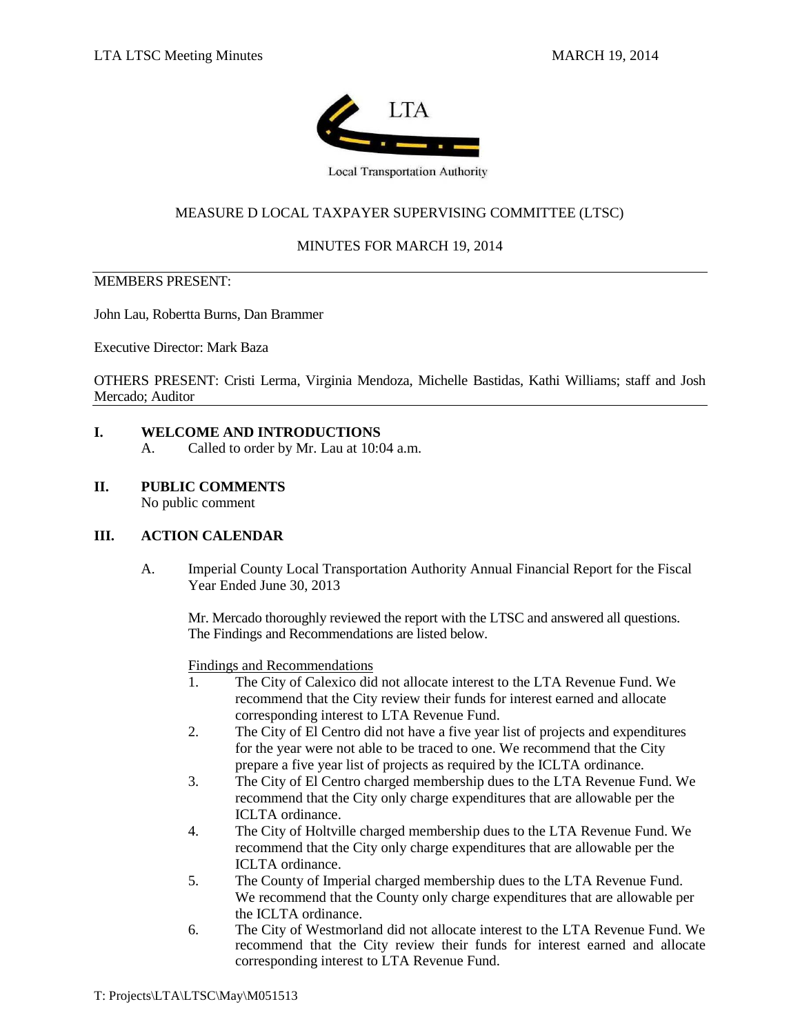LTA

Local Transportation Authority

# MEASURE D LOCAL TAXPAYER SUPERVISING COMMITTEE (LTSC)

## MINUTES FOR MARCH 19, 2014

MEMBERS PRESENT:

John Lau, Robertta Burns, Dan Brammer

Executive Director: Mark Baza

OTHERS PRESENT: Cristi Lerma, Virginia Mendoza, Michelle Bastidas, Kathi Williams; staff and Josh Mercado; Auditor

### I. WELCOME AND INTRODUCTIONS

A. Called to order by Mr. Lau at 10:04 a.m.

### II. PUBLIC COMMENTS

No public comment

### III. ACTION CALENDAR

A. Imperial County Local Transportation Authority Annual Financial Report for the Fiscal Year Ended June 30, 2013

Mr. Mercado thoroughly reviewed the report with the LTSC and answered all questions. The Findings and Recommendations are listed below.

Findings and Recommendations

1. The City of Calexico did not allocate interest to the LTA Revenue Fund. We recommend that the City review their funds for interest earned and allocate corresponding interest to LTA Revenue Fund.
2. The City of El Centro did not have a five year list of projects and expenditures for the year were not able to be traced to one. We recommend that the City prepare a five year list of projects as required by the ICLTA ordinance.
3. The City of El Centro charged membership dues to the LTA Revenue Fund. We recommend that the City only charge expenditures that are allowable per the ICLTA ordinance.
4. The City of Holtville charged membership dues to the LTA Revenue Fund. We recommend that the City only charge expenditures that are allowable per the ICLTA ordinance.
5. The County of Imperial charged membership dues to the LTA Revenue Fund. We recommend that the County only charge expenditures that are allowable per the ICLTA ordinance.
6. The City of Westmorland did not allocate interest to the LTA Revenue Fund. We recommend that the City review their funds for interest earned and allocate corresponding interest to LTA Revenue Fund.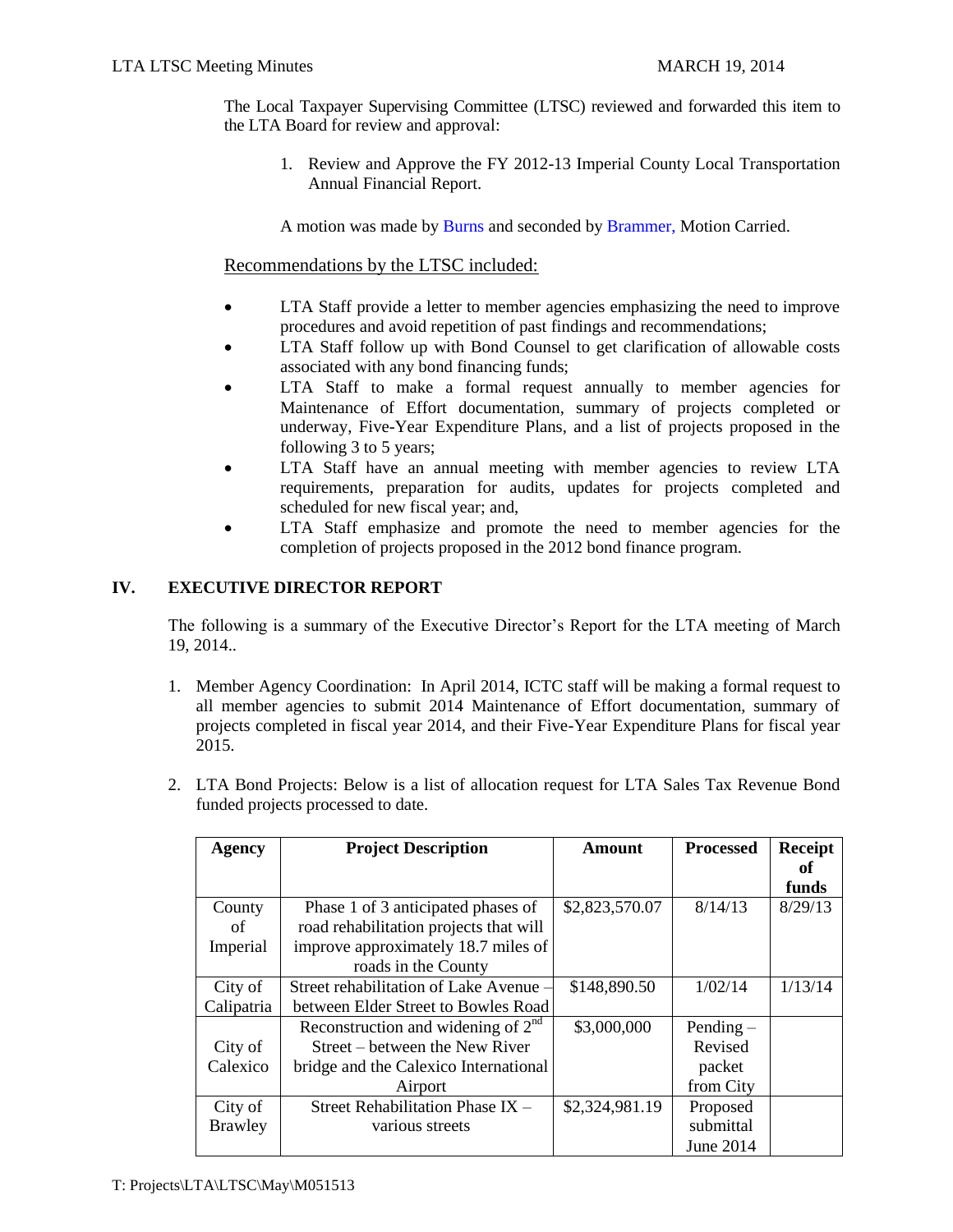The Local Taxpayer Supervising Committee (LTSC) reviewed and forwarded this item to the LTA Board for review and approval:

1. Review and Approve the FY 2012-13 Imperial County Local Transportation Annual Financial Report.

A motion was made by Burns and seconded by Brammer, Motion Carried.

Recommendations by the LTSC included:

- LTA Staff provide a letter to member agencies emphasizing the need to improve procedures and avoid repetition of past findings and recommendations;
- LTA Staff follow up with Bond Counsel to get clarification of allowable costs associated with any bond financing funds;
- LTA Staff to make a formal request annually to member agencies for Maintenance of Effort documentation, summary of projects completed or underway, Five-Year Expenditure Plans, and a list of projects proposed in the following 3 to 5 years;
- LTA Staff have an annual meeting with member agencies to review LTA requirements, preparation for audits, updates for projects completed and scheduled for new fiscal year; and,
- LTA Staff emphasize and promote the need to member agencies for the completion of projects proposed in the 2012 bond finance program.

## IV. EXECUTIVE DIRECTOR REPORT

The following is a summary of the Executive Director's Report for the LTA meeting of March 19, 2014..

1. Member Agency Coordination: In April 2014, ICTC staff will be making a formal request to all member agencies to submit 2014 Maintenance of Effort documentation, summary of projects completed in fiscal year 2014, and their Five-Year Expenditure Plans for fiscal year 2015.

2. LTA Bond Projects: Below is a list of allocation request for LTA Sales Tax Revenue Bond funded projects processed to date.

| Agency | Project Description | Amount | Processed | Receipt of funds |
|---|---|---|---|---|
| County of Imperial | Phase 1 of 3 anticipated phases of road rehabilitation projects that will improve approximately 18.7 miles of roads in the County | $2,823,570.07 | 8/14/13 | 8/29/13 |
| City of Calipatria | Street rehabilitation of Lake Avenue – between Elder Street to Bowles Road | $148,890.50 | 1/02/14 | 1/13/14 |
| City of Calexico | Reconstruction and widening of 2nd Street – between the New River bridge and the Calexico International Airport | $3,000,000 | Pending – Revised packet from City | |
| City of Brawley | Street Rehabilitation Phase IX – various streets | $2,324,981.19 | Proposed submittal June 2014 | |

T: Projects\LTA\LTSC\May\M051513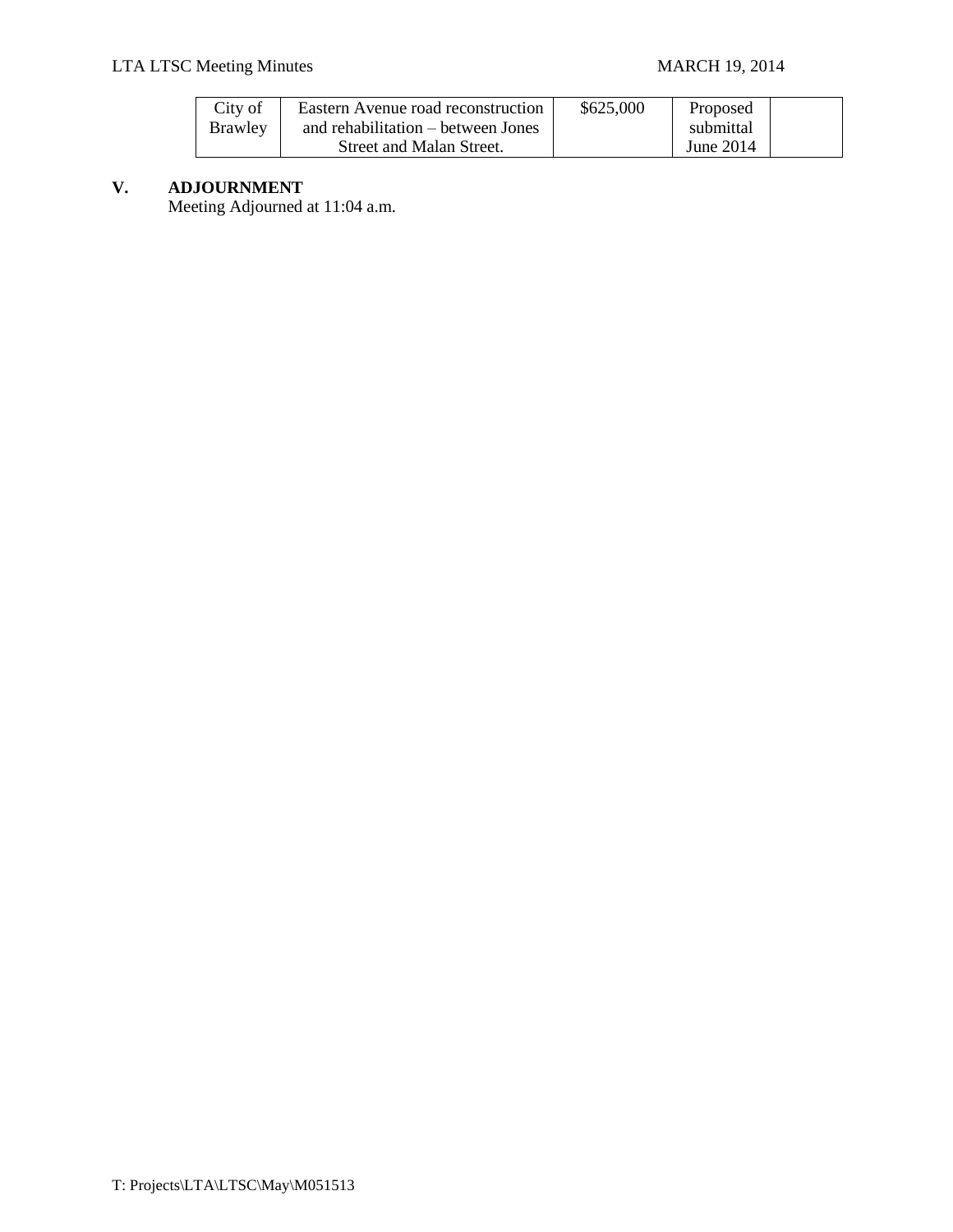| | | | | |
|---|---|---|---|---|
| City of Brawley | Eastern Avenue road reconstruction and rehabilitation – between Jones Street and Malan Street. | $625,000 | Proposed submittal June 2014 | |

## V. ADJOURNMENT

Meeting Adjourned at 11:04 a.m.

T: Projects\LTA\LTSC\May\M051513